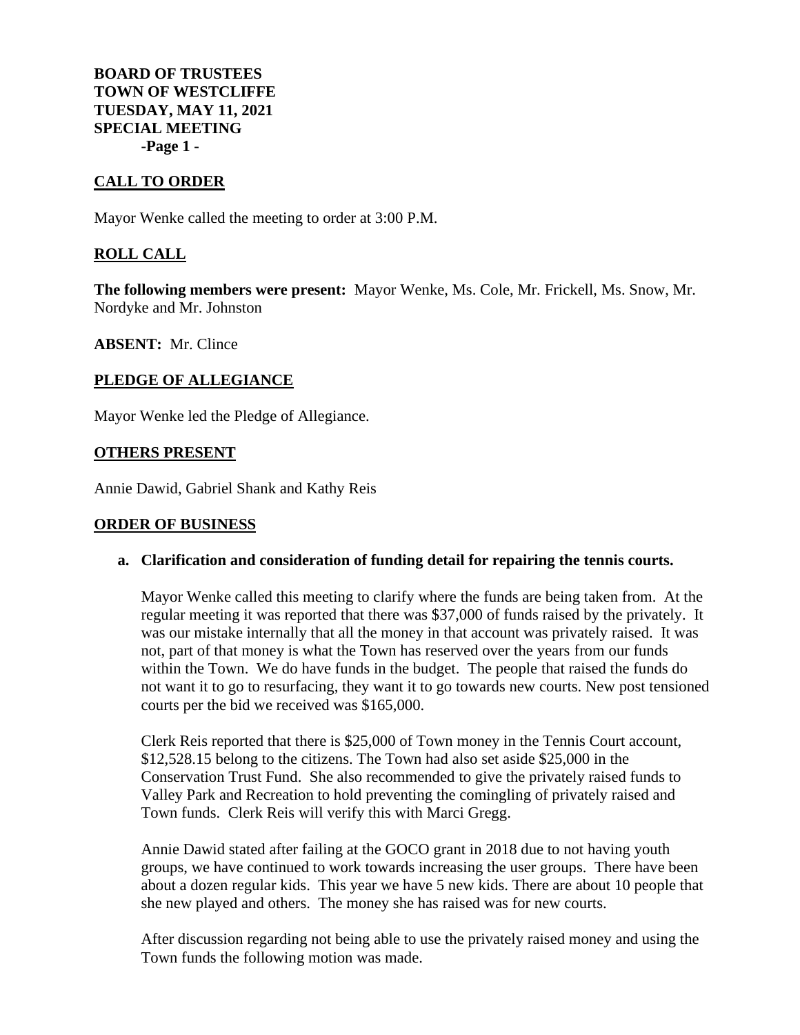**BOARD OF TRUSTEES**
**TOWN OF WESTCLIFFE**
**TUESDAY, MAY 11, 2021**
**SPECIAL MEETING**

## CALL TO ORDER

Mayor Wenke called the meeting to order at 3:00 P.M.

## ROLL CALL

**The following members were present:** Mayor Wenke, Ms. Cole, Mr. Frickell, Ms. Snow, Mr. Nordyke and Mr. Johnston

**ABSENT:** Mr. Clince

## PLEDGE OF ALLEGIANCE

Mayor Wenke led the Pledge of Allegiance.

## OTHERS PRESENT

Annie Dawid, Gabriel Shank and Kathy Reis

## ORDER OF BUSINESS

**a. Clarification and consideration of funding detail for repairing the tennis courts.**

Mayor Wenke called this meeting to clarify where the funds are being taken from. At the regular meeting it was reported that there was $37,000 of funds raised by the privately. It was our mistake internally that all the money in that account was privately raised. It was not, part of that money is what the Town has reserved over the years from our funds within the Town. We do have funds in the budget. The people that raised the funds do not want it to go to resurfacing, they want it to go towards new courts. New post tensioned courts per the bid we received was $165,000.

Clerk Reis reported that there is $25,000 of Town money in the Tennis Court account, $12,528.15 belong to the citizens. The Town had also set aside $25,000 in the Conservation Trust Fund. She also recommended to give the privately raised funds to Valley Park and Recreation to hold preventing the comingling of privately raised and Town funds. Clerk Reis will verify this with Marci Gregg.

Annie Dawid stated after failing at the GOCO grant in 2018 due to not having youth groups, we have continued to work towards increasing the user groups. There have been about a dozen regular kids. This year we have 5 new kids. There are about 10 people that she new played and others. The money she has raised was for new courts.

After discussion regarding not being able to use the privately raised money and using the Town funds the following motion was made.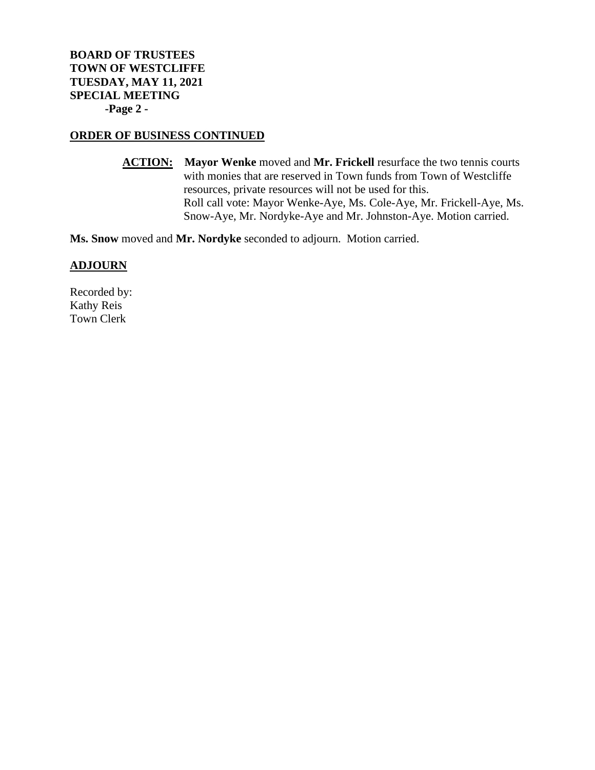**BOARD OF TRUSTEES**
**TOWN OF WESTCLIFFE**
**TUESDAY, MAY 11, 2021**
**SPECIAL MEETING**
**-Page 2 -**

## ORDER OF BUSINESS CONTINUED

**ACTION:** **Mayor Wenke** moved and **Mr. Frickell** resurface the two tennis courts with monies that are reserved in Town funds from Town of Westcliffe resources, private resources will not be used for this.
Roll call vote: Mayor Wenke-Aye, Ms. Cole-Aye, Mr. Frickell-Aye, Ms. Snow-Aye, Mr. Nordyke-Aye and Mr. Johnston-Aye. Motion carried.

**Ms. Snow** moved and **Mr. Nordyke** seconded to adjourn. Motion carried.

## ADJOURN

Recorded by:
Kathy Reis
Town Clerk